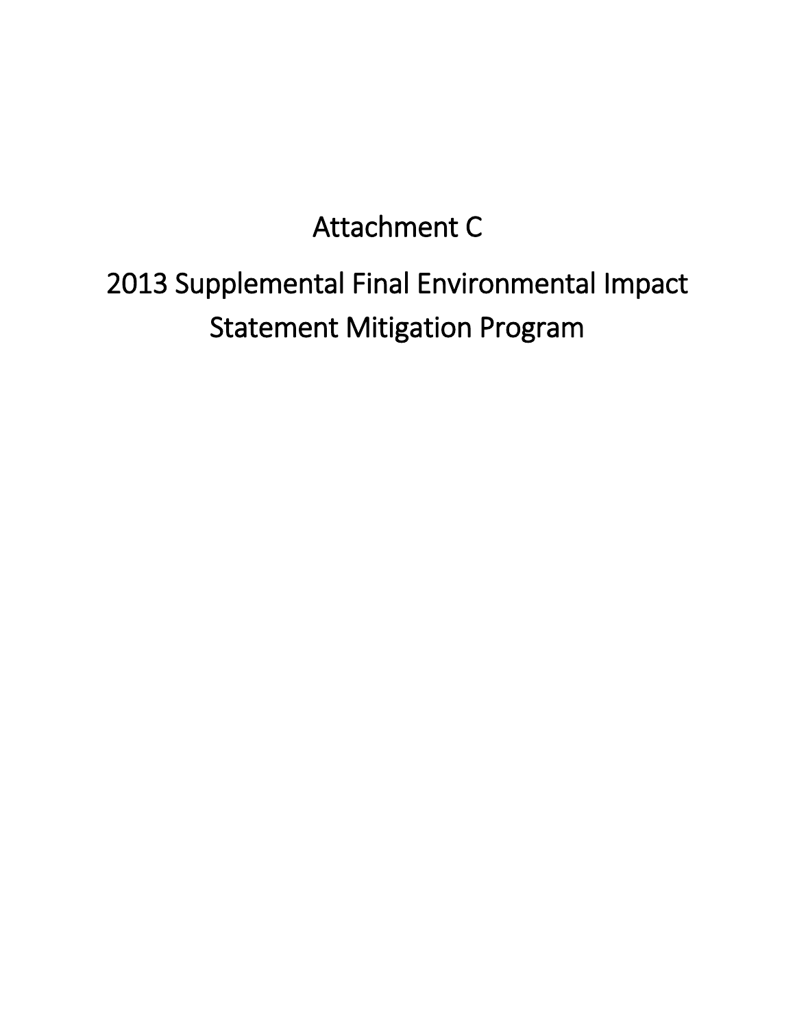# Attachment C

# 2013 Supplemental Final Environmental Impact Statement Mitigation Program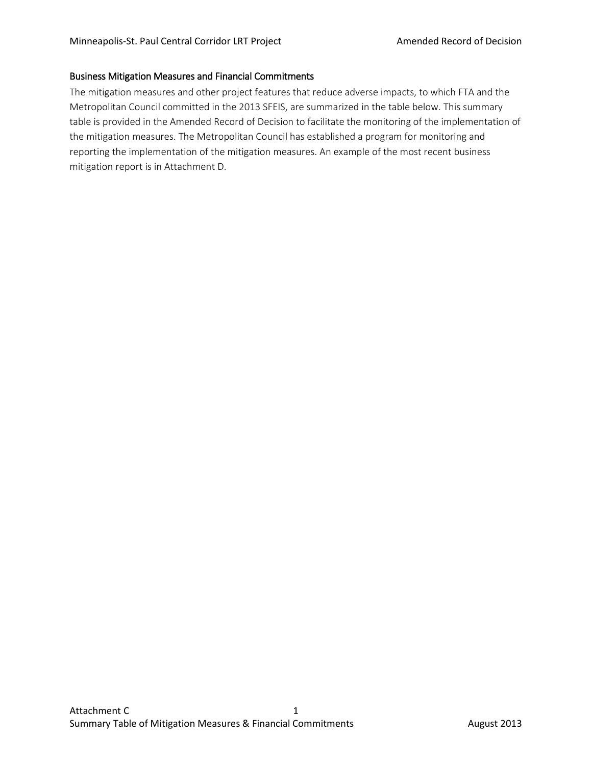### Business Mitigation Measures and Financial Commitments

The mitigation measures and other project features that reduce adverse impacts, to which FTA and the Metropolitan Council committed in the 2013 SFEIS, are summarized in the table below. This summary table is provided in the Amended Record of Decision to facilitate the monitoring of the implementation of the mitigation measures. The Metropolitan Council has established a program for monitoring and reporting the implementation of the mitigation measures. An example of the most recent business mitigation report is in Attachment D.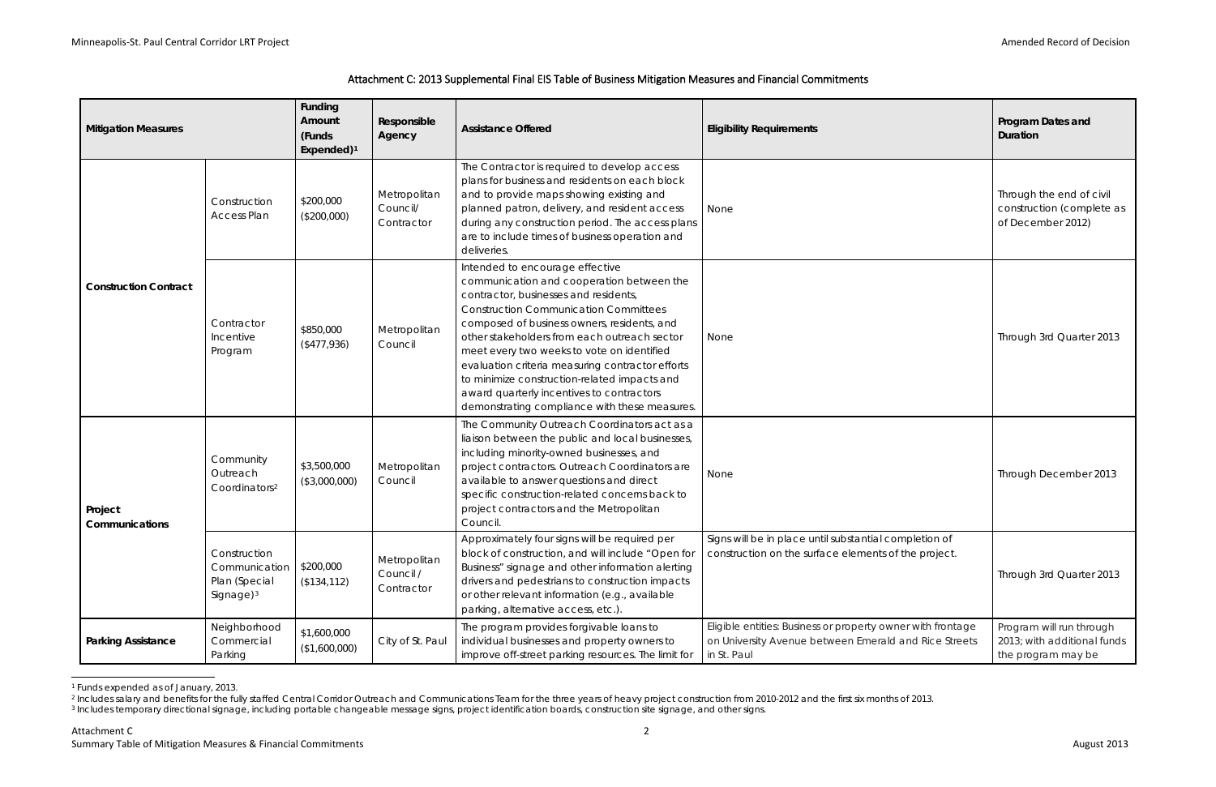Attachment C: 2013 Supplemental Final EIS Table of Business Mitigation Measures and Financial Commitments

| Mitigation Measures | | Funding Amount (Funds Expended)[1] | Responsible Agency | Assistance Offered | Eligibility Requirements | Program Dates and Duration |
|---|---|---|---|---|---|---|
| **Construction Contract** | Construction Access Plan | $200,000 ($200,000) | Metropolitan Council/ Contractor | The Contractor is required to develop access plans for business and residents on each block and to provide maps showing existing and planned patron, delivery, and resident access during any construction period. The access plans are to include times of business operation and deliveries. | None | Through the end of civil construction (complete as of December 2012) |
| | Contractor Incentive Program | $850,000 ($477,936) | Metropolitan Council | Intended to encourage effective communication and cooperation between the contractor, businesses and residents, Construction Communication Committees composed of business owners, residents, and other stakeholders from each outreach sector meet every two weeks to vote on identified evaluation criteria measuring contractor efforts to minimize construction-related impacts and award quarterly incentives to contractors demonstrating compliance with these measures. | None | Through 3rd Quarter 2013 |
| **Project Communications** | Community Outreach Coordinators[2] | $3,500,000 ($3,000,000) | Metropolitan Council | The Community Outreach Coordinators act as a liaison between the public and local businesses, including minority-owned businesses, and project contractors. Outreach Coordinators are available to answer questions and direct specific construction-related concerns back to project contractors and the Metropolitan Council. | None | Through December 2013 |
| | Construction Communication Plan (Special Signage)[3] | $200,000 ($134,112) | Metropolitan Council / Contractor | Approximately four signs will be required per block of construction, and will include "Open for Business" signage and other information alerting drivers and pedestrians to construction impacts or other relevant information (e.g., available parking, alternative access, etc.). | Signs will be in place until substantial completion of construction on the surface elements of the project. | Through 3rd Quarter 2013 |
| **Parking Assistance** | Neighborhood Commercial Parking | $1,600,000 ($1,600,000) | City of St. Paul | The program provides forgivable loans to individual businesses and property owners to improve off-street parking resources. The limit for | Eligible entities: Business or property owner with frontage on University Avenue between Emerald and Rice Streets in St. Paul | Program will run through 2013; with additional funds the program may be |

[1] Funds expended as of January, 2013.

[2] Includes salary and benefits for the fully staffed Central Corridor Outreach and Communications Team for the three years of heavy project construction from 2010-2012 and the first six months of 2013.

[3] Includes temporary directional signage, including portable changeable message signs, project identification boards, construction site signage, and other signs.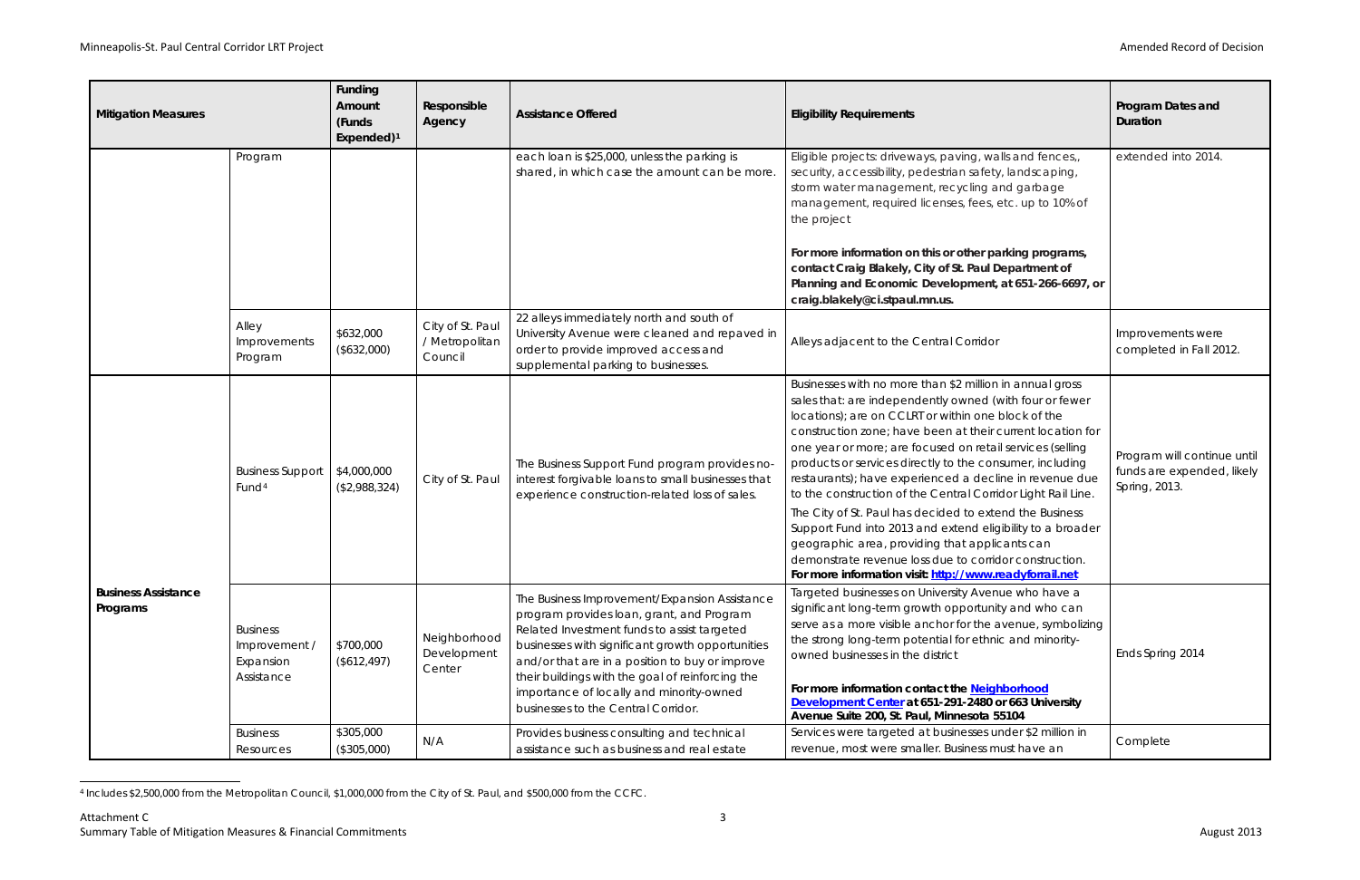| Mitigation Measures | | Funding Amount (Funds Expended)[1] | Responsible Agency | Assistance Offered | Eligibility Requirements | Program Dates and Duration |
|---|---|---|---|---|---|---|
| | Program | | | each loan is $25,000, unless the parking is shared, in which case the amount can be more. | Eligible projects: driveways, paving, walls and fences,, security, accessibility, pedestrian safety, landscaping, storm water management, recycling and garbage management, required licenses, fees, etc. up to 10% of the project<br><br>**For more information on this or other parking programs, contact Craig Blakely, City of St. Paul Department of Planning and Economic Development, at 651-266-6697, or craig.blakely@ci.stpaul.mn.us.** | extended into 2014. |
| | Alley Improvements Program | $632,000 ($632,000) | City of St. Paul / Metropolitan Council | 22 alleys immediately north and south of University Avenue were cleaned and repaved in order to provide improved access and supplemental parking to businesses. | Alleys adjacent to the Central Corridor | Improvements were completed in Fall 2012. |
| **Business Assistance Programs** | Business Support Fund[4] | $4,000,000 ($2,988,324) | City of St. Paul | The Business Support Fund program provides no-interest forgivable loans to small businesses that experience construction-related loss of sales. | Businesses with no more than $2 million in annual gross sales that: are independently owned (with four or fewer locations); are on CCLRT or within one block of the construction zone; have been at their current location for one year or more; are focused on retail services (selling products or services directly to the consumer, including restaurants); have experienced a decline in revenue due to the construction of the Central Corridor Light Rail Line.<br>The City of St. Paul has decided to extend the Business Support Fund into 2013 and extend eligibility to a broader geographic area, providing that applicants can demonstrate revenue loss due to corridor construction.<br>**For more information visit: http://www.readyforrail.net** | Program will continue until funds are expended, likely Spring, 2013. |
| | Business Improvement / Expansion Assistance | $700,000 ($612,497) | Neighborhood Development Center | The Business Improvement/Expansion Assistance program provides loan, grant, and Program Related Investment funds to assist targeted businesses with significant growth opportunities and/or that are in a position to buy or improve their buildings with the goal of reinforcing the importance of locally and minority-owned businesses to the Central Corridor. | Targeted businesses on University Avenue who have a significant long-term growth opportunity and who can serve as a more visible anchor for the avenue, symbolizing the strong long-term potential for ethnic and minority-owned businesses in the district<br><br>**For more information contact the Neighborhood Development Center at 651-291-2480 or 663 University Avenue Suite 200, St. Paul, Minnesota 55104** | Ends Spring 2014 |
| | Business Resources | $305,000 ($305,000) | N/A | Provides business consulting and technical assistance such as business and real estate | Services were targeted at businesses under $2 million in revenue, most were smaller. Business must have an | Complete |

[4] Includes $2,500,000 from the Metropolitan Council, $1,000,000 from the City of St. Paul, and $500,000 from the CCFC.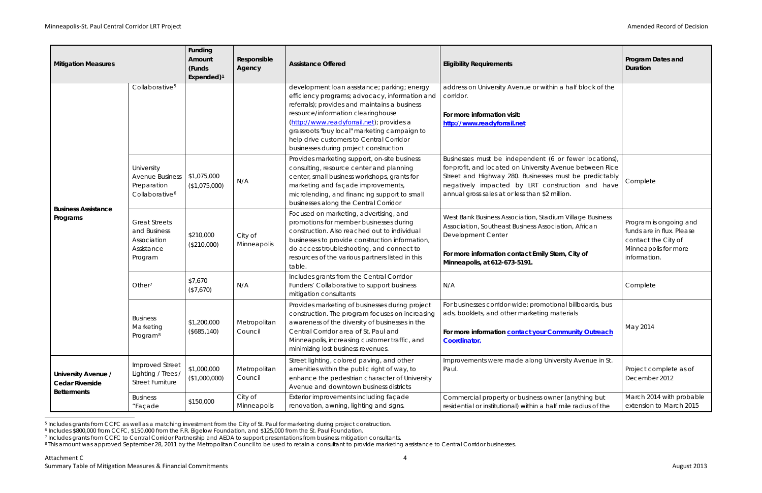| Mitigation Measures | | Funding Amount (Funds Expended)[1] | Responsible Agency | Assistance Offered | Eligibility Requirements | Program Dates and Duration |
|---|---|---|---|---|---|---|
| Business Assistance Programs | Collaborative[5] | | | development loan assistance; parking; energy efficiency programs; advocacy, information and referrals); provides and maintains a business resource/information clearinghouse (http://www.readyforrail.net); provides a grassroots "buy local" marketing campaign to help drive customers to Central Corridor businesses during project construction | address on University Avenue or within a half block of the corridor. **For more information visit: http://www.readyforrail.net** | |
| | University Avenue Business Preparation Collaborative[6] | $1,075,000 ($1,075,000) | N/A | Provides marketing support, on-site business consulting, resource center and planning center, small business workshops, grants for marketing and façade improvements, microlending, and financing support to small businesses along the Central Corridor | Businesses must be independent (6 or fewer locations), for-profit, and located on University Avenue between Rice Street and Highway 280. Businesses must be predictably negatively impacted by LRT construction and have annual gross sales at or less than $2 million. | Complete |
| | Great Streets and Business Association Assistance Program | $210,000 ($210,000) | City of Minneapolis | Focused on marketing, advertising, and promotions for member businesses during construction. Also reached out to individual businesses to provide construction information, do access troubleshooting, and connect to resources of the various partners listed in this table. | West Bank Business Association, Stadium Village Business Association, Southeast Business Association, African Development Center **For more information contact Emily Stern, City of Minneapolis, at 612-673-5191.** | Program is ongoing and funds are in flux. Please contact the City of Minneapolis for more information. |
| | Other[7] | $7,670 ($7,670) | N/A | Includes grants from the Central Corridor Funders' Collaborative to support business mitigation consultants | N/A | Complete |
| | Business Marketing Program[8] | $1,200,000 ($685,140) | Metropolitan Council | Provides marketing of businesses during project construction. The program focuses on increasing awareness of the diversity of businesses in the Central Corridor area of St. Paul and Minneapolis, increasing customer traffic, and minimizing lost business revenues. | For businesses corridor-wide: promotional billboards, bus ads, booklets, and other marketing materials **For more information contact your Community Outreach Coordinator.** | May 2014 |
| University Avenue / Cedar Riverside Betterments | Improved Street Lighting / Trees / Street Furniture | $1,000,000 ($1,000,000) | Metropolitan Council | Street lighting, colored paving, and other amenities within the public right of way, to enhance the pedestrian character of University Avenue and downtown business districts | Improvements were made along University Avenue in St. Paul. | Project complete as of December 2012 |
| | Business "Façade | $150,000 | City of Minneapolis | Exterior improvements including façade renovation, awning, lighting and signs. | Commercial property or business owner (anything but residential or institutional) within a half mile radius of the | March 2014 with probable extension to March 2015 |

[5] Includes grants from CCFC as well as a matching investment from the City of St. Paul for marketing during project construction.

[6] Includes $800,000 from CCFC, $150,000 from the F.R. Bigelow Foundation, and $125,000 from the St. Paul Foundation.

[7] Includes grants from CCFC to Central Corridor Partnership and AEDA to support presentations from business mitigation consultants.

[8] This amount was approved September 28, 2011 by the Metropolitan Council to be used to retain a consultant to provide marketing assistance to Central Corridor businesses.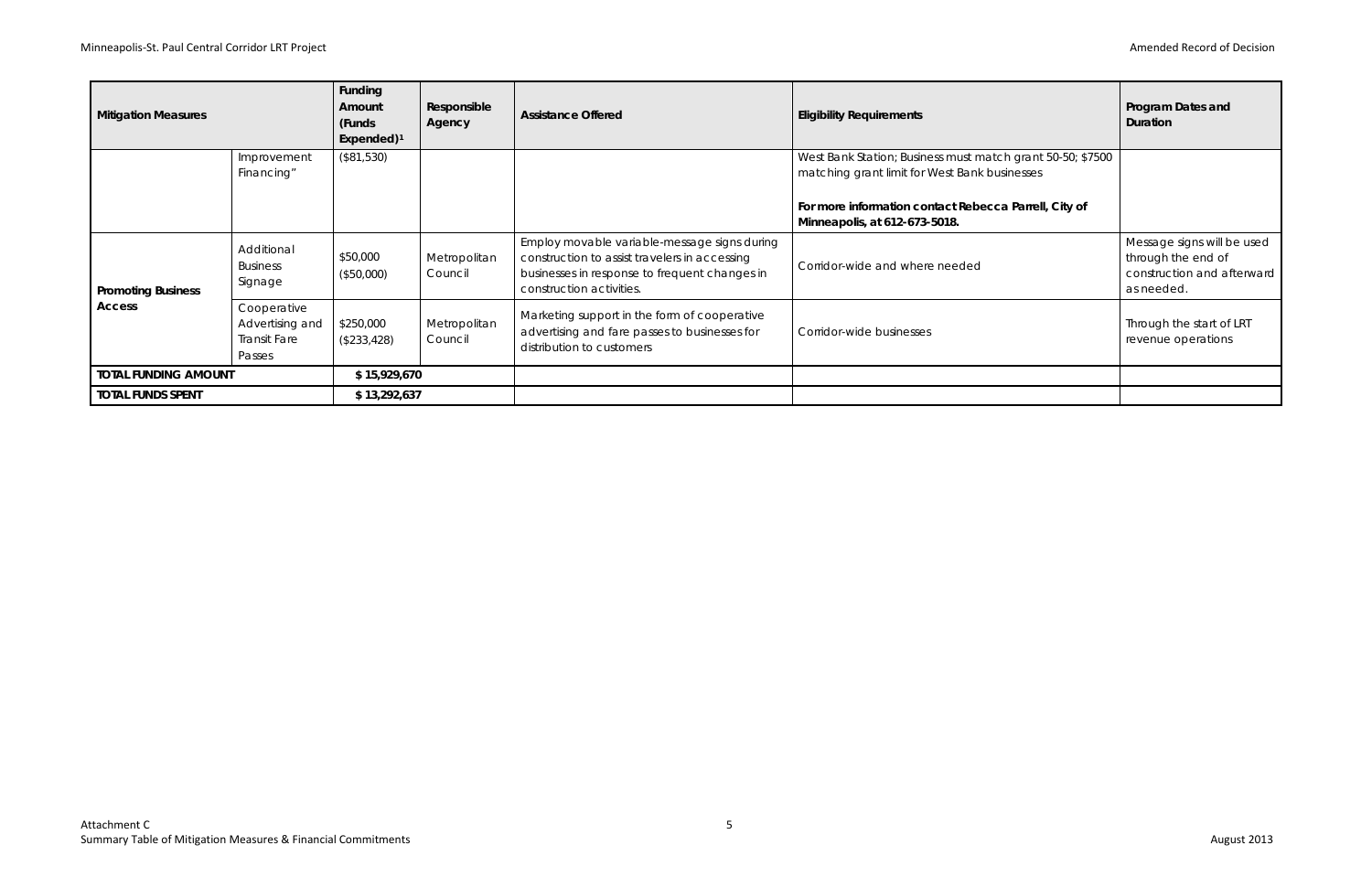| Mitigation Measures | | Funding Amount (Funds Expended)[1] | Responsible Agency | Assistance Offered | Eligibility Requirements | Program Dates and Duration |
|---|---|---|---|---|---|---|
| | Improvement Financing" | ($81,530) | | | West Bank Station; Business must match grant 50-50; $7500 matching grant limit for West Bank businesses<br><br>**For more information contact Rebecca Parrell, City of Minneapolis, at 612-673-5018.** | |
| **Promoting Business Access** | Additional Business Signage | $50,000 ($50,000) | Metropolitan Council | Employ movable variable-message signs during construction to assist travelers in accessing businesses in response to frequent changes in construction activities. | Corridor-wide and where needed | Message signs will be used through the end of construction and afterward as needed. |
| | Cooperative Advertising and Transit Fare Passes | $250,000 ($233,428) | Metropolitan Council | Marketing support in the form of cooperative advertising and fare passes to businesses for distribution to customers | Corridor-wide businesses | Through the start of LRT revenue operations |
| **TOTAL FUNDING AMOUNT** | | **$ 15,929,670** | | | | |
| **TOTAL FUNDS SPENT** | | **$ 13,292,637** | | | | |